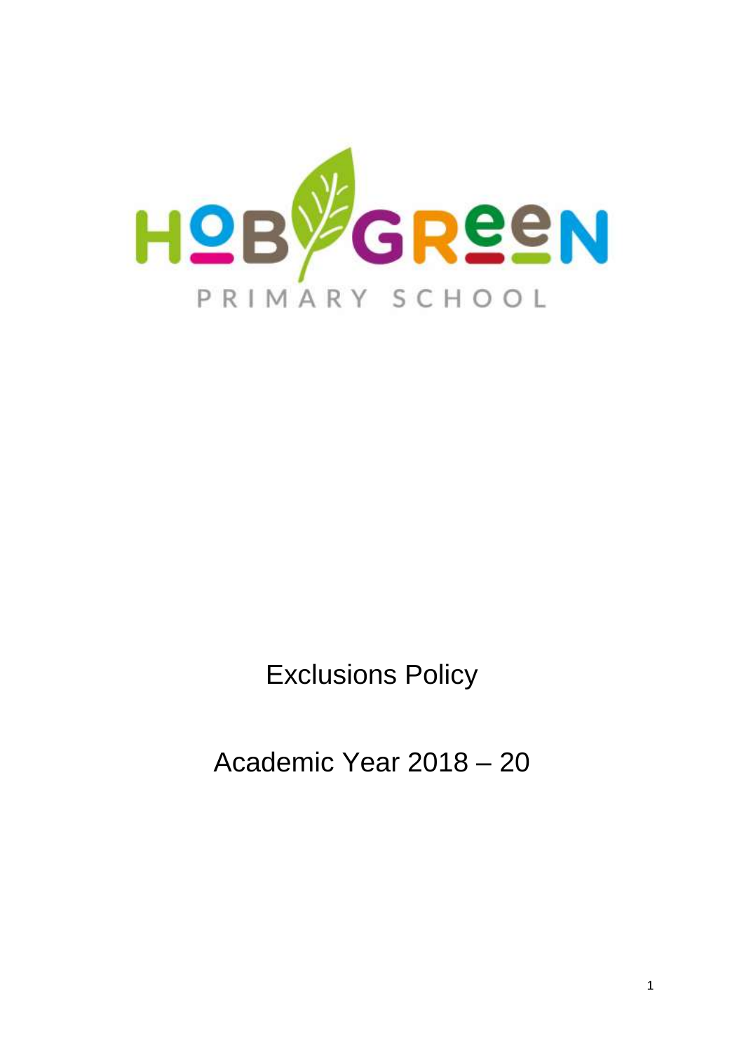HOB GREEN

PRIMARY SCHOOL

# Exclusions Policy

## Academic Year 2018 – 20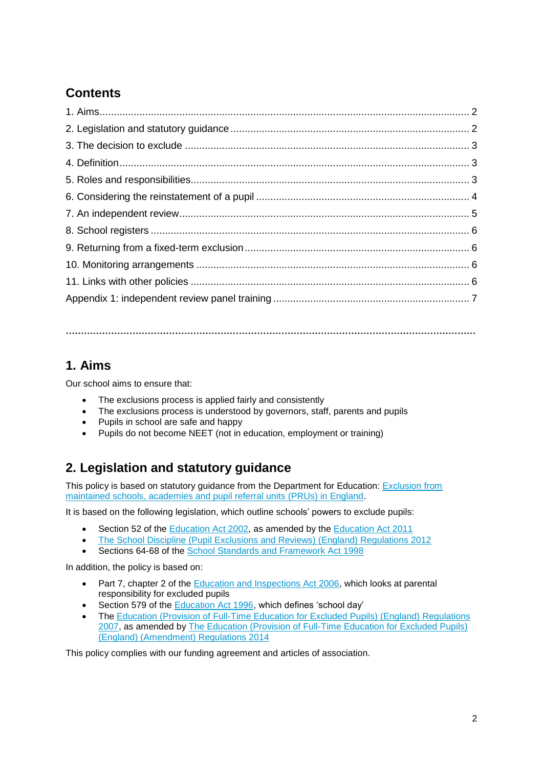## Contents

1. Aims ............................................................................................................................ 2
2. Legislation and statutory guidance ................................................................................ 2
3. The decision to exclude ................................................................................................ 3
4. Definition ...................................................................................................................... 3
5. Roles and responsibilities .............................................................................................. 3
6. Considering the reinstatement of a pupil ....................................................................... 4
7. An independent review .................................................................................................. 5
8. School registers ............................................................................................................ 6
9. Returning from a fixed-term exclusion ........................................................................... 6
10. Monitoring arrangements ............................................................................................ 6
11. Links with other policies ............................................................................................. 6

Appendix 1: independent review panel training ................................................................. 7

---

## 1. Aims

Our school aims to ensure that:

- The exclusions process is applied fairly and consistently
- The exclusions process is understood by governors, staff, parents and pupils
- Pupils in school are safe and happy
- Pupils do not become NEET (not in education, employment or training)

## 2. Legislation and statutory guidance

This policy is based on statutory guidance from the Department for Education: Exclusion from maintained schools, academies and pupil referral units (PRUs) in England.

It is based on the following legislation, which outline schools' powers to exclude pupils:

- Section 52 of the Education Act 2002, as amended by the Education Act 2011
- The School Discipline (Pupil Exclusions and Reviews) (England) Regulations 2012
- Sections 64-68 of the School Standards and Framework Act 1998

In addition, the policy is based on:

- Part 7, chapter 2 of the Education and Inspections Act 2006, which looks at parental responsibility for excluded pupils
- Section 579 of the Education Act 1996, which defines 'school day'
- The Education (Provision of Full-Time Education for Excluded Pupils) (England) Regulations 2007, as amended by The Education (Provision of Full-Time Education for Excluded Pupils) (England) (Amendment) Regulations 2014

This policy complies with our funding agreement and articles of association.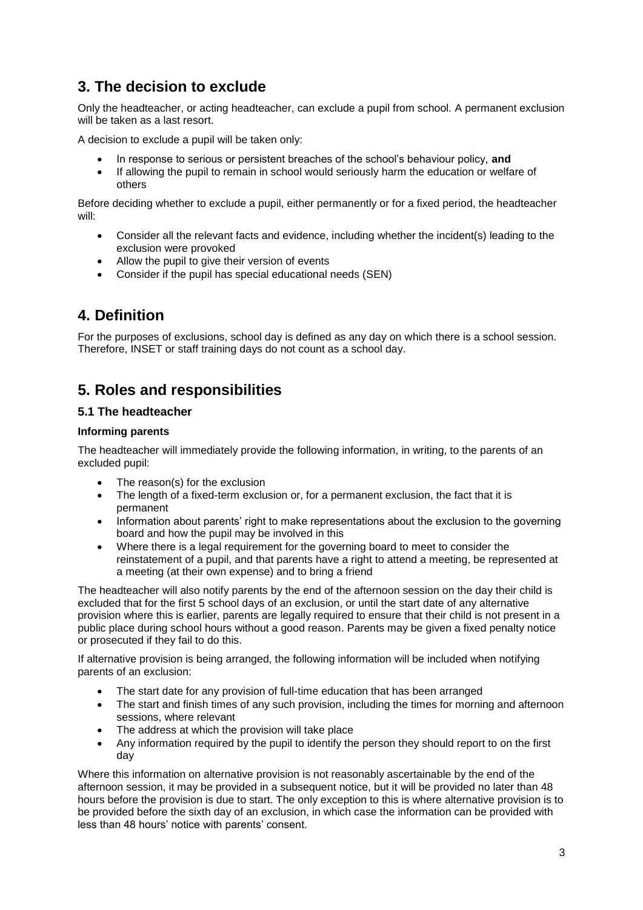## 3. The decision to exclude

Only the headteacher, or acting headteacher, can exclude a pupil from school. A permanent exclusion will be taken as a last resort.

A decision to exclude a pupil will be taken only:

- In response to serious or persistent breaches of the school's behaviour policy, **and**
- If allowing the pupil to remain in school would seriously harm the education or welfare of others

Before deciding whether to exclude a pupil, either permanently or for a fixed period, the headteacher will:

- Consider all the relevant facts and evidence, including whether the incident(s) leading to the exclusion were provoked
- Allow the pupil to give their version of events
- Consider if the pupil has special educational needs (SEN)

## 4. Definition

For the purposes of exclusions, school day is defined as any day on which there is a school session. Therefore, INSET or staff training days do not count as a school day.

## 5. Roles and responsibilities

### 5.1 The headteacher

#### Informing parents

The headteacher will immediately provide the following information, in writing, to the parents of an excluded pupil:

- The reason(s) for the exclusion
- The length of a fixed-term exclusion or, for a permanent exclusion, the fact that it is permanent
- Information about parents' right to make representations about the exclusion to the governing board and how the pupil may be involved in this
- Where there is a legal requirement for the governing board to meet to consider the reinstatement of a pupil, and that parents have a right to attend a meeting, be represented at a meeting (at their own expense) and to bring a friend

The headteacher will also notify parents by the end of the afternoon session on the day their child is excluded that for the first 5 school days of an exclusion, or until the start date of any alternative provision where this is earlier, parents are legally required to ensure that their child is not present in a public place during school hours without a good reason. Parents may be given a fixed penalty notice or prosecuted if they fail to do this.

If alternative provision is being arranged, the following information will be included when notifying parents of an exclusion:

- The start date for any provision of full-time education that has been arranged
- The start and finish times of any such provision, including the times for morning and afternoon sessions, where relevant
- The address at which the provision will take place
- Any information required by the pupil to identify the person they should report to on the first day

Where this information on alternative provision is not reasonably ascertainable by the end of the afternoon session, it may be provided in a subsequent notice, but it will be provided no later than 48 hours before the provision is due to start. The only exception to this is where alternative provision is to be provided before the sixth day of an exclusion, in which case the information can be provided with less than 48 hours' notice with parents' consent.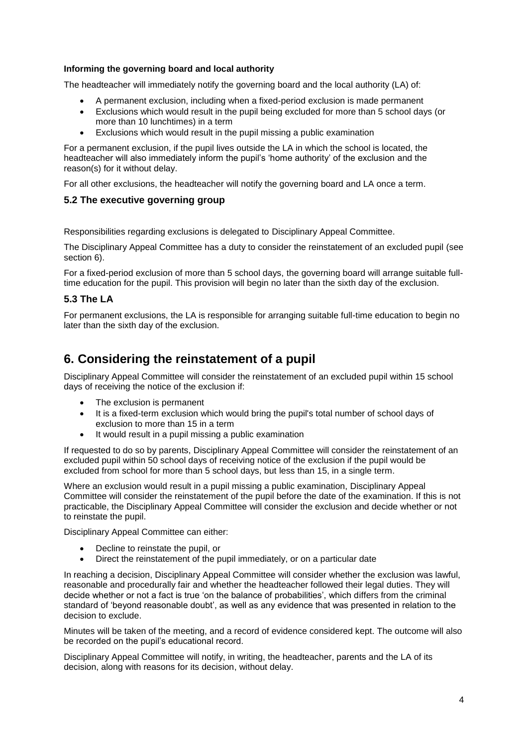**Informing the governing board and local authority**

The headteacher will immediately notify the governing board and the local authority (LA) of:

- A permanent exclusion, including when a fixed-period exclusion is made permanent
- Exclusions which would result in the pupil being excluded for more than 5 school days (or more than 10 lunchtimes) in a term
- Exclusions which would result in the pupil missing a public examination

For a permanent exclusion, if the pupil lives outside the LA in which the school is located, the headteacher will also immediately inform the pupil's 'home authority' of the exclusion and the reason(s) for it without delay.

For all other exclusions, the headteacher will notify the governing board and LA once a term.

### 5.2 The executive governing group

Responsibilities regarding exclusions is delegated to Disciplinary Appeal Committee.

The Disciplinary Appeal Committee has a duty to consider the reinstatement of an excluded pupil (see section 6).

For a fixed-period exclusion of more than 5 school days, the governing board will arrange suitable full-time education for the pupil. This provision will begin no later than the sixth day of the exclusion.

### 5.3 The LA

For permanent exclusions, the LA is responsible for arranging suitable full-time education to begin no later than the sixth day of the exclusion.

## 6. Considering the reinstatement of a pupil

Disciplinary Appeal Committee will consider the reinstatement of an excluded pupil within 15 school days of receiving the notice of the exclusion if:

- The exclusion is permanent
- It is a fixed-term exclusion which would bring the pupil's total number of school days of exclusion to more than 15 in a term
- It would result in a pupil missing a public examination

If requested to do so by parents, Disciplinary Appeal Committee will consider the reinstatement of an excluded pupil within 50 school days of receiving notice of the exclusion if the pupil would be excluded from school for more than 5 school days, but less than 15, in a single term.

Where an exclusion would result in a pupil missing a public examination, Disciplinary Appeal Committee will consider the reinstatement of the pupil before the date of the examination. If this is not practicable, the Disciplinary Appeal Committee will consider the exclusion and decide whether or not to reinstate the pupil.

Disciplinary Appeal Committee can either:

- Decline to reinstate the pupil, or
- Direct the reinstatement of the pupil immediately, or on a particular date

In reaching a decision, Disciplinary Appeal Committee will consider whether the exclusion was lawful, reasonable and procedurally fair and whether the headteacher followed their legal duties. They will decide whether or not a fact is true 'on the balance of probabilities', which differs from the criminal standard of 'beyond reasonable doubt', as well as any evidence that was presented in relation to the decision to exclude.

Minutes will be taken of the meeting, and a record of evidence considered kept. The outcome will also be recorded on the pupil's educational record.

Disciplinary Appeal Committee will notify, in writing, the headteacher, parents and the LA of its decision, along with reasons for its decision, without delay.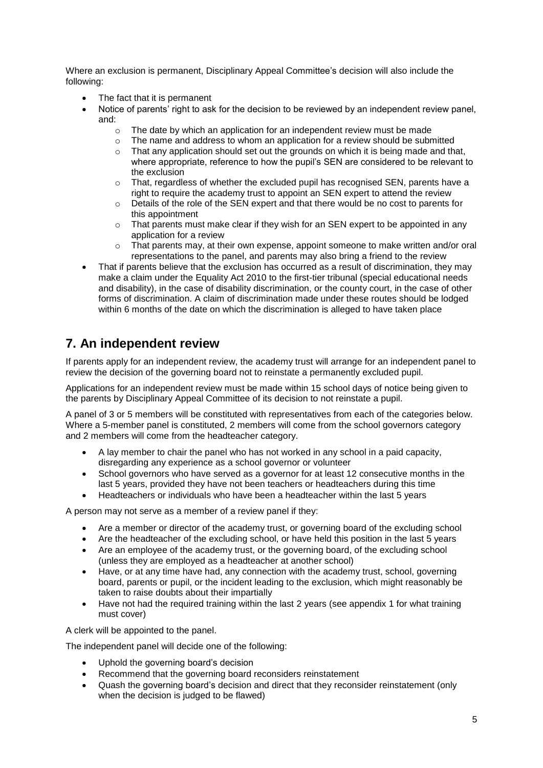Where an exclusion is permanent, Disciplinary Appeal Committee's decision will also include the following:

- The fact that it is permanent
- Notice of parents' right to ask for the decision to be reviewed by an independent review panel, and:
    - The date by which an application for an independent review must be made
    - The name and address to whom an application for a review should be submitted
    - That any application should set out the grounds on which it is being made and that, where appropriate, reference to how the pupil's SEN are considered to be relevant to the exclusion
    - That, regardless of whether the excluded pupil has recognised SEN, parents have a right to require the academy trust to appoint an SEN expert to attend the review
    - Details of the role of the SEN expert and that there would be no cost to parents for this appointment
    - That parents must make clear if they wish for an SEN expert to be appointed in any application for a review
    - That parents may, at their own expense, appoint someone to make written and/or oral representations to the panel, and parents may also bring a friend to the review
- That if parents believe that the exclusion has occurred as a result of discrimination, they may make a claim under the Equality Act 2010 to the first-tier tribunal (special educational needs and disability), in the case of disability discrimination, or the county court, in the case of other forms of discrimination. A claim of discrimination made under these routes should be lodged within 6 months of the date on which the discrimination is alleged to have taken place

## 7. An independent review

If parents apply for an independent review, the academy trust will arrange for an independent panel to review the decision of the governing board not to reinstate a permanently excluded pupil.

Applications for an independent review must be made within 15 school days of notice being given to the parents by Disciplinary Appeal Committee of its decision to not reinstate a pupil.

A panel of 3 or 5 members will be constituted with representatives from each of the categories below. Where a 5-member panel is constituted, 2 members will come from the school governors category and 2 members will come from the headteacher category.

- A lay member to chair the panel who has not worked in any school in a paid capacity, disregarding any experience as a school governor or volunteer
- School governors who have served as a governor for at least 12 consecutive months in the last 5 years, provided they have not been teachers or headteachers during this time
- Headteachers or individuals who have been a headteacher within the last 5 years

A person may not serve as a member of a review panel if they:

- Are a member or director of the academy trust, or governing board of the excluding school
- Are the headteacher of the excluding school, or have held this position in the last 5 years
- Are an employee of the academy trust, or the governing board, of the excluding school (unless they are employed as a headteacher at another school)
- Have, or at any time have had, any connection with the academy trust, school, governing board, parents or pupil, or the incident leading to the exclusion, which might reasonably be taken to raise doubts about their impartially
- Have not had the required training within the last 2 years (see appendix 1 for what training must cover)

A clerk will be appointed to the panel.

The independent panel will decide one of the following:

- Uphold the governing board's decision
- Recommend that the governing board reconsiders reinstatement
- Quash the governing board's decision and direct that they reconsider reinstatement (only when the decision is judged to be flawed)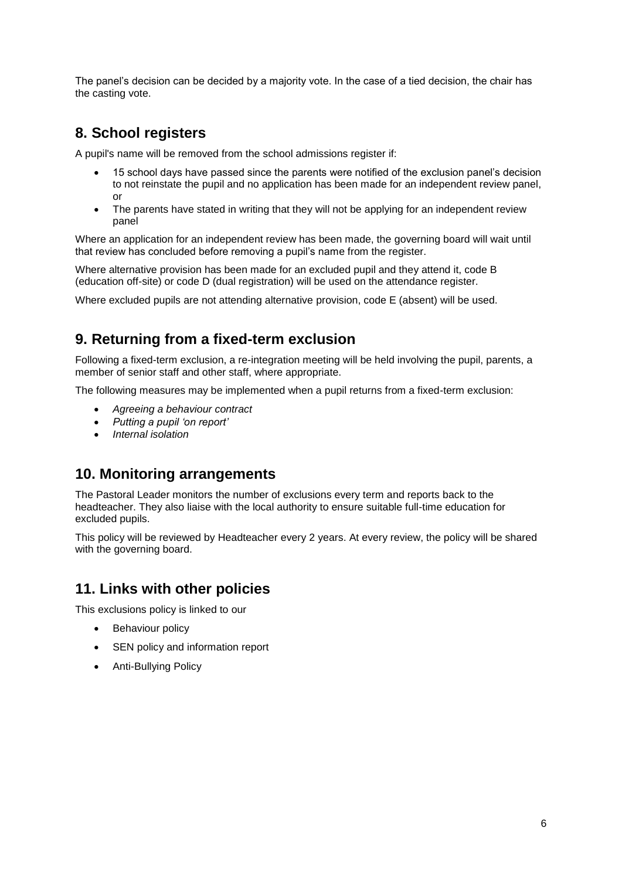The panel's decision can be decided by a majority vote. In the case of a tied decision, the chair has the casting vote.

## 8. School registers

A pupil's name will be removed from the school admissions register if:

- 15 school days have passed since the parents were notified of the exclusion panel's decision to not reinstate the pupil and no application has been made for an independent review panel, or
- The parents have stated in writing that they will not be applying for an independent review panel

Where an application for an independent review has been made, the governing board will wait until that review has concluded before removing a pupil's name from the register.

Where alternative provision has been made for an excluded pupil and they attend it, code B (education off-site) or code D (dual registration) will be used on the attendance register.

Where excluded pupils are not attending alternative provision, code E (absent) will be used.

## 9. Returning from a fixed-term exclusion

Following a fixed-term exclusion, a re-integration meeting will be held involving the pupil, parents, a member of senior staff and other staff, where appropriate.

The following measures may be implemented when a pupil returns from a fixed-term exclusion:

- *Agreeing a behaviour contract*
- *Putting a pupil 'on report'*
- *Internal isolation*

## 10. Monitoring arrangements

The Pastoral Leader monitors the number of exclusions every term and reports back to the headteacher. They also liaise with the local authority to ensure suitable full-time education for excluded pupils.

This policy will be reviewed by Headteacher every 2 years. At every review, the policy will be shared with the governing board.

## 11. Links with other policies

This exclusions policy is linked to our

- Behaviour policy
- SEN policy and information report
- Anti-Bullying Policy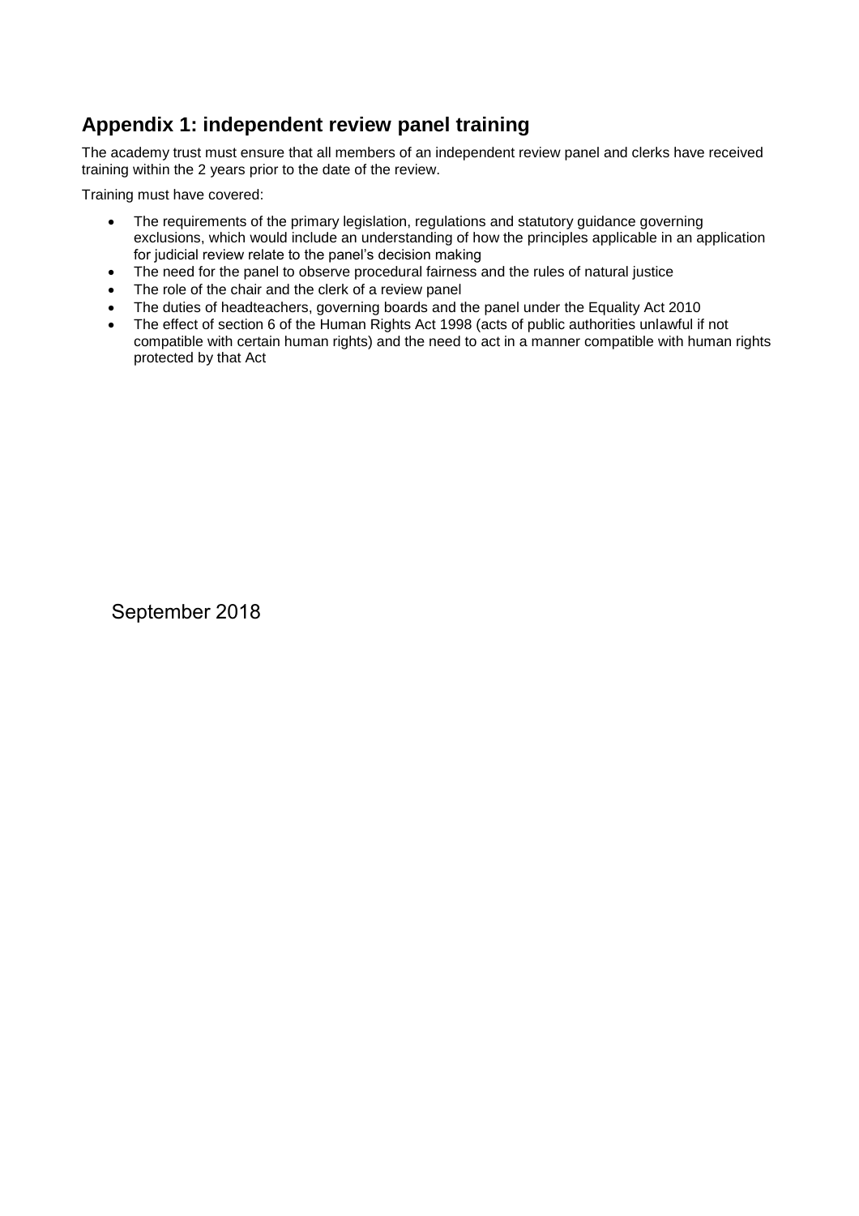## Appendix 1: independent review panel training

The academy trust must ensure that all members of an independent review panel and clerks have received training within the 2 years prior to the date of the review.

Training must have covered:

- The requirements of the primary legislation, regulations and statutory guidance governing exclusions, which would include an understanding of how the principles applicable in an application for judicial review relate to the panel's decision making
- The need for the panel to observe procedural fairness and the rules of natural justice
- The role of the chair and the clerk of a review panel
- The duties of headteachers, governing boards and the panel under the Equality Act 2010
- The effect of section 6 of the Human Rights Act 1998 (acts of public authorities unlawful if not compatible with certain human rights) and the need to act in a manner compatible with human rights protected by that Act

September 2018